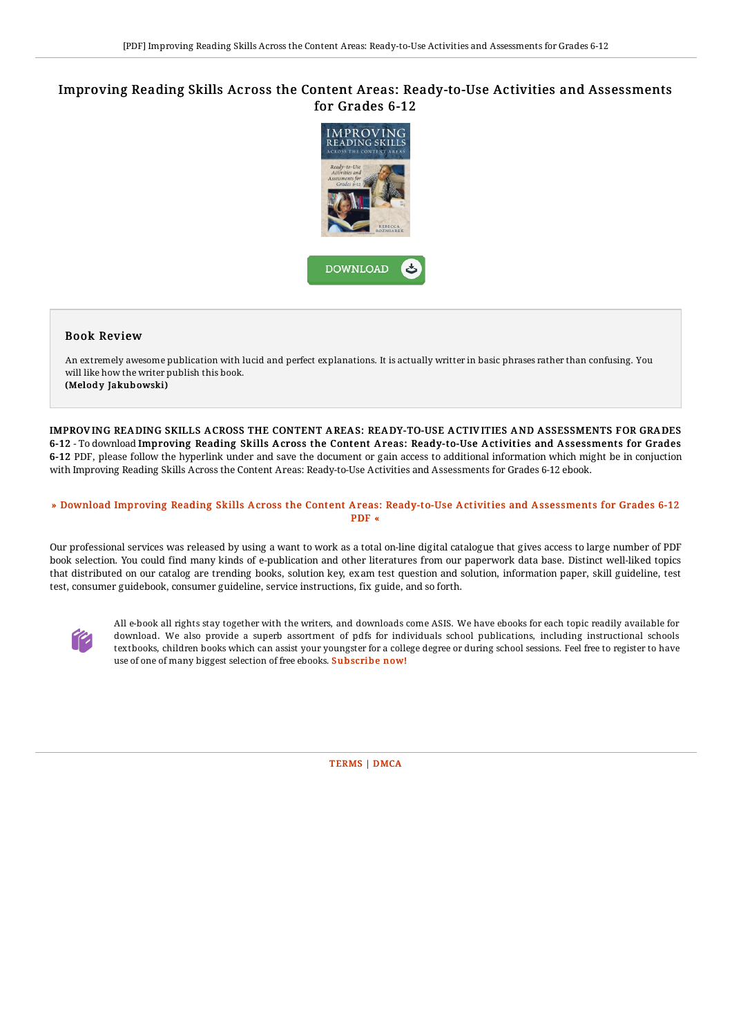# Improving Reading Skills Across the Content Areas: Ready-to-Use Activities and Assessments for Grades 6-12

DOWNLOAD

## Book Review

An extremely awesome publication with lucid and perfect explanations. It is actually writter in basic phrases rather than confusing. You will like how the writer publish this book.
**(Melody Jakubowski)**

**IMPROVING READING SKILLS ACROSS THE CONTENT AREAS: READY-TO-USE ACTIVITIES AND ASSESSMENTS FOR GRADES 6-12** - To download **Improving Reading Skills Across the Content Areas: Ready-to-Use Activities and Assessments for Grades 6-12** PDF, please follow the hyperlink under and save the document or gain access to additional information which might be in conjuction with Improving Reading Skills Across the Content Areas: Ready-to-Use Activities and Assessments for Grades 6-12 ebook.

» Download Improving Reading Skills Across the Content Areas: Ready-to-Use Activities and Assessments for Grades 6-12 PDF «

Our professional services was released by using a want to work as a total on-line digital catalogue that gives access to large number of PDF book selection. You could find many kinds of e-publication and other literatures from our paperwork data base. Distinct well-liked topics that distributed on our catalog are trending books, solution key, exam test question and solution, information paper, skill guideline, test test, consumer guidebook, consumer guideline, service instructions, fix guide, and so forth.

All e-book all rights stay together with the writers, and downloads come ASIS. We have ebooks for each topic readily available for download. We also provide a superb assortment of pdfs for individuals school publications, including instructional schools textbooks, children books which can assist your youngster for a college degree or during school sessions. Feel free to register to have use of one of many biggest selection of free ebooks. Subscribe now!

TERMS | DMCA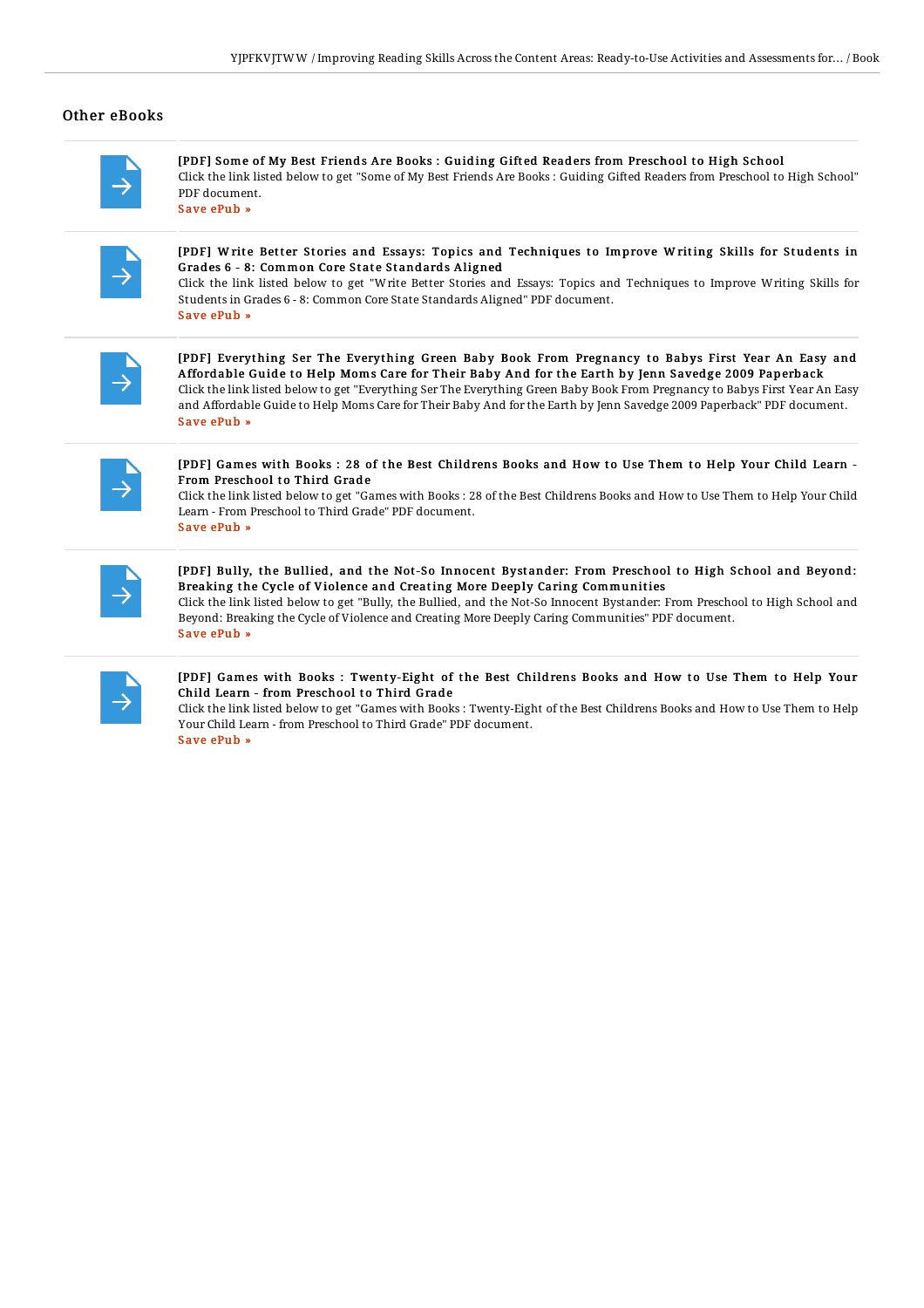## Other eBooks

**[PDF] Some of My Best Friends Are Books : Guiding Gifted Readers from Preschool to High School**
Click the link listed below to get "Some of My Best Friends Are Books : Guiding Gifted Readers from Preschool to High School" PDF document.
Save ePub »

**[PDF] Write Better Stories and Essays: Topics and Techniques to Improve Writing Skills for Students in Grades 6 - 8: Common Core State Standards Aligned**
Click the link listed below to get "Write Better Stories and Essays: Topics and Techniques to Improve Writing Skills for Students in Grades 6 - 8: Common Core State Standards Aligned" PDF document.
Save ePub »

**[PDF] Everything Ser The Everything Green Baby Book From Pregnancy to Babys First Year An Easy and Affordable Guide to Help Moms Care for Their Baby And for the Earth by Jenn Savedge 2009 Paperback**
Click the link listed below to get "Everything Ser The Everything Green Baby Book From Pregnancy to Babys First Year An Easy and Affordable Guide to Help Moms Care for Their Baby And for the Earth by Jenn Savedge 2009 Paperback" PDF document.
Save ePub »

**[PDF] Games with Books : 28 of the Best Childrens Books and How to Use Them to Help Your Child Learn - From Preschool to Third Grade**
Click the link listed below to get "Games with Books : 28 of the Best Childrens Books and How to Use Them to Help Your Child Learn - From Preschool to Third Grade" PDF document.
Save ePub »

**[PDF] Bully, the Bullied, and the Not-So Innocent Bystander: From Preschool to High School and Beyond: Breaking the Cycle of Violence and Creating More Deeply Caring Communities**
Click the link listed below to get "Bully, the Bullied, and the Not-So Innocent Bystander: From Preschool to High School and Beyond: Breaking the Cycle of Violence and Creating More Deeply Caring Communities" PDF document.
Save ePub »

**[PDF] Games with Books : Twenty-Eight of the Best Childrens Books and How to Use Them to Help Your Child Learn - from Preschool to Third Grade**
Click the link listed below to get "Games with Books : Twenty-Eight of the Best Childrens Books and How to Use Them to Help Your Child Learn - from Preschool to Third Grade" PDF document.
Save ePub »